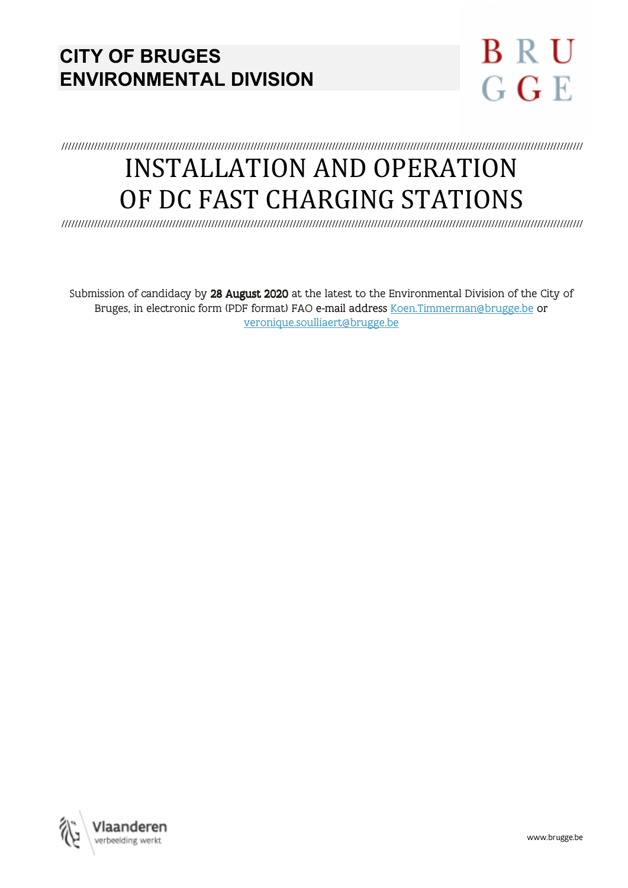**CITY OF BRUGES**
**ENVIRONMENTAL DIVISION**

BRU
GGE

# INSTALLATION AND OPERATION OF DC FAST CHARGING STATIONS

Submission of candidacy by **28 August 2020** at the latest to the Environmental Division of the City of Bruges, in electronic form (PDF format) FAO e-mail address Koen.Timmerman@brugge.be or veronique.soulliaert@brugge.be

Vlaanderen
verbeelding werkt

www.brugge.be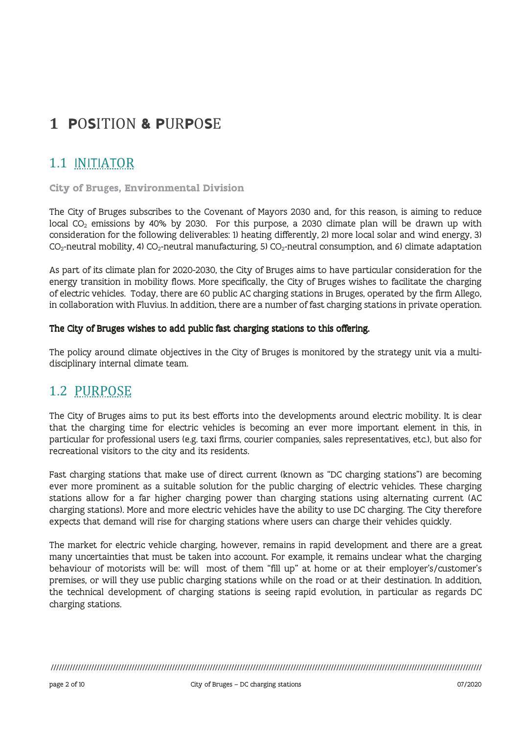# 1 POSITION & PURPOSE

## 1.1 INITIATOR

### City of Bruges, Environmental Division

The City of Bruges subscribes to the Covenant of Mayors 2030 and, for this reason, is aiming to reduce local $CO_2$ emissions by 40% by 2030. For this purpose, a 2030 climate plan will be drawn up with consideration for the following deliverables: 1) heating differently, 2) more local solar and wind energy, 3) $CO_2$-neutral mobility, 4) $CO_2$-neutral manufacturing, 5) $CO_2$-neutral consumption, and 6) climate adaptation

As part of its climate plan for 2020-2030, the City of Bruges aims to have particular consideration for the energy transition in mobility flows. More specifically, the City of Bruges wishes to facilitate the charging of electric vehicles. Today, there are 60 public AC charging stations in Bruges, operated by the firm Allego, in collaboration with Fluvius. In addition, there are a number of fast charging stations in private operation.

**The City of Bruges wishes to add public fast charging stations to this offering.**

The policy around climate objectives in the City of Bruges is monitored by the strategy unit via a multi-disciplinary internal climate team.

## 1.2 PURPOSE

The City of Bruges aims to put its best efforts into the developments around electric mobility. It is clear that the charging time for electric vehicles is becoming an ever more important element in this, in particular for professional users (e.g. taxi firms, courier companies, sales representatives, etc.), but also for recreational visitors to the city and its residents.

Fast charging stations that make use of direct current (known as "DC charging stations") are becoming ever more prominent as a suitable solution for the public charging of electric vehicles. These charging stations allow for a far higher charging power than charging stations using alternating current (AC charging stations). More and more electric vehicles have the ability to use DC charging. The City therefore expects that demand will rise for charging stations where users can charge their vehicles quickly.

The market for electric vehicle charging, however, remains in rapid development and there are a great many uncertainties that must be taken into account. For example, it remains unclear what the charging behaviour of motorists will be: will most of them "fill up" at home or at their employer's/customer's premises, or will they use public charging stations while on the road or at their destination. In addition, the technical development of charging stations is seeing rapid evolution, in particular as regards DC charging stations.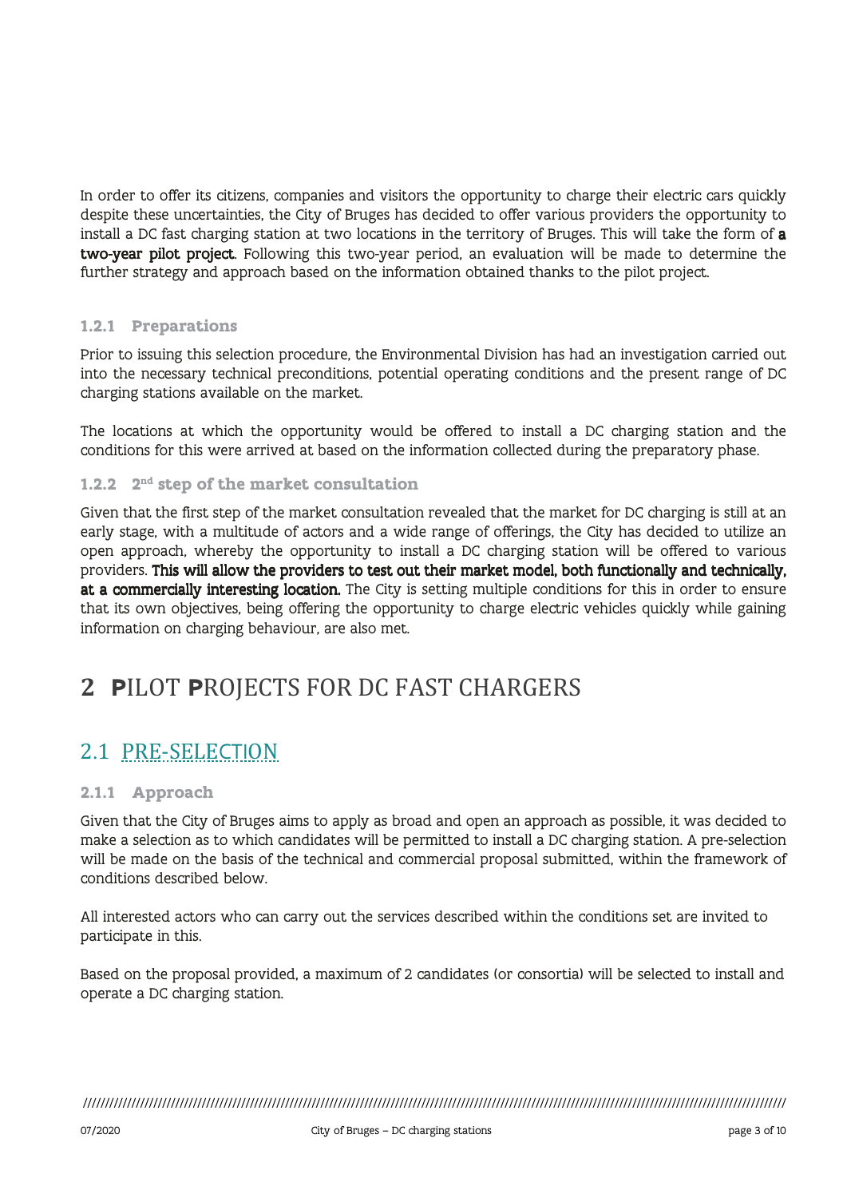In order to offer its citizens, companies and visitors the opportunity to charge their electric cars quickly despite these uncertainties, the City of Bruges has decided to offer various providers the opportunity to install a DC fast charging station at two locations in the territory of Bruges. This will take the form of **a two-year pilot project.** Following this two-year period, an evaluation will be made to determine the further strategy and approach based on the information obtained thanks to the pilot project.

#### 1.2.1 Preparations

Prior to issuing this selection procedure, the Environmental Division has had an investigation carried out into the necessary technical preconditions, potential operating conditions and the present range of DC charging stations available on the market.

The locations at which the opportunity would be offered to install a DC charging station and the conditions for this were arrived at based on the information collected during the preparatory phase.

#### 1.2.2 2nd step of the market consultation

Given that the first step of the market consultation revealed that the market for DC charging is still at an early stage, with a multitude of actors and a wide range of offerings, the City has decided to utilize an open approach, whereby the opportunity to install a DC charging station will be offered to various providers. **This will allow the providers to test out their market model, both functionally and technically, at a commercially interesting location.** The City is setting multiple conditions for this in order to ensure that its own objectives, being offering the opportunity to charge electric vehicles quickly while gaining information on charging behaviour, are also met.

# 2 PILOT PROJECTS FOR DC FAST CHARGERS

## 2.1 PRE-SELECTION

#### 2.1.1 Approach

Given that the City of Bruges aims to apply as broad and open an approach as possible, it was decided to make a selection as to which candidates will be permitted to install a DC charging station. A pre-selection will be made on the basis of the technical and commercial proposal submitted, within the framework of conditions described below.

All interested actors who can carry out the services described within the conditions set are invited to participate in this.

Based on the proposal provided, a maximum of 2 candidates (or consortia) will be selected to install and operate a DC charging station.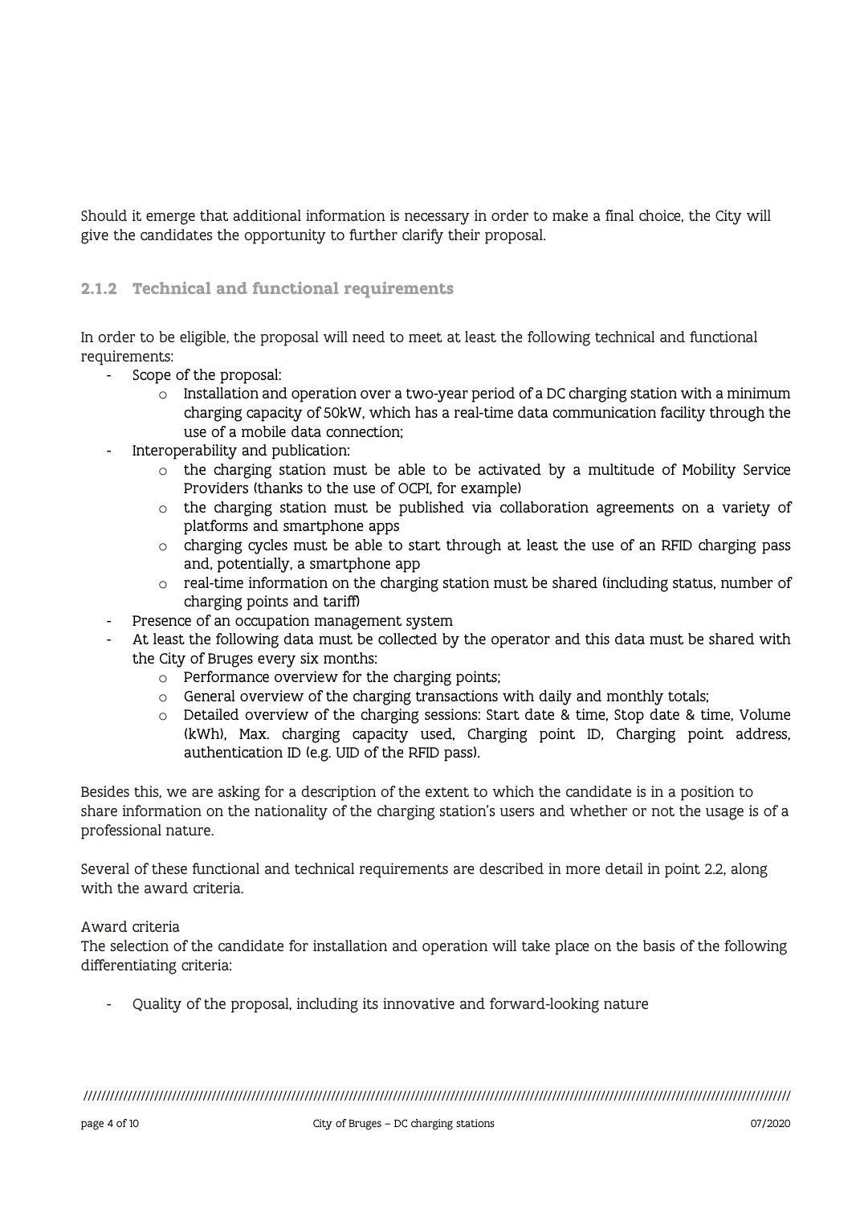Should it emerge that additional information is necessary in order to make a final choice, the City will give the candidates the opportunity to further clarify their proposal.

### 2.1.2 Technical and functional requirements

In order to be eligible, the proposal will need to meet at least the following technical and functional requirements:

- Scope of the proposal:
    - Installation and operation over a two-year period of a DC charging station with a minimum charging capacity of 50kW, which has a real-time data communication facility through the use of a mobile data connection;
- Interoperability and publication:
    - the charging station must be able to be activated by a multitude of Mobility Service Providers (thanks to the use of OCPI, for example)
    - the charging station must be published via collaboration agreements on a variety of platforms and smartphone apps
    - charging cycles must be able to start through at least the use of an RFID charging pass and, potentially, a smartphone app
    - real-time information on the charging station must be shared (including status, number of charging points and tariff)
- Presence of an occupation management system
- At least the following data must be collected by the operator and this data must be shared with the City of Bruges every six months:
    - Performance overview for the charging points;
    - General overview of the charging transactions with daily and monthly totals;
    - Detailed overview of the charging sessions: Start date & time, Stop date & time, Volume (kWh), Max. charging capacity used, Charging point ID, Charging point address, authentication ID (e.g. UID of the RFID pass).

Besides this, we are asking for a description of the extent to which the candidate is in a position to share information on the nationality of the charging station's users and whether or not the usage is of a professional nature.

Several of these functional and technical requirements are described in more detail in point 2.2, along with the award criteria.

Award criteria

The selection of the candidate for installation and operation will take place on the basis of the following differentiating criteria:

- Quality of the proposal, including its innovative and forward-looking nature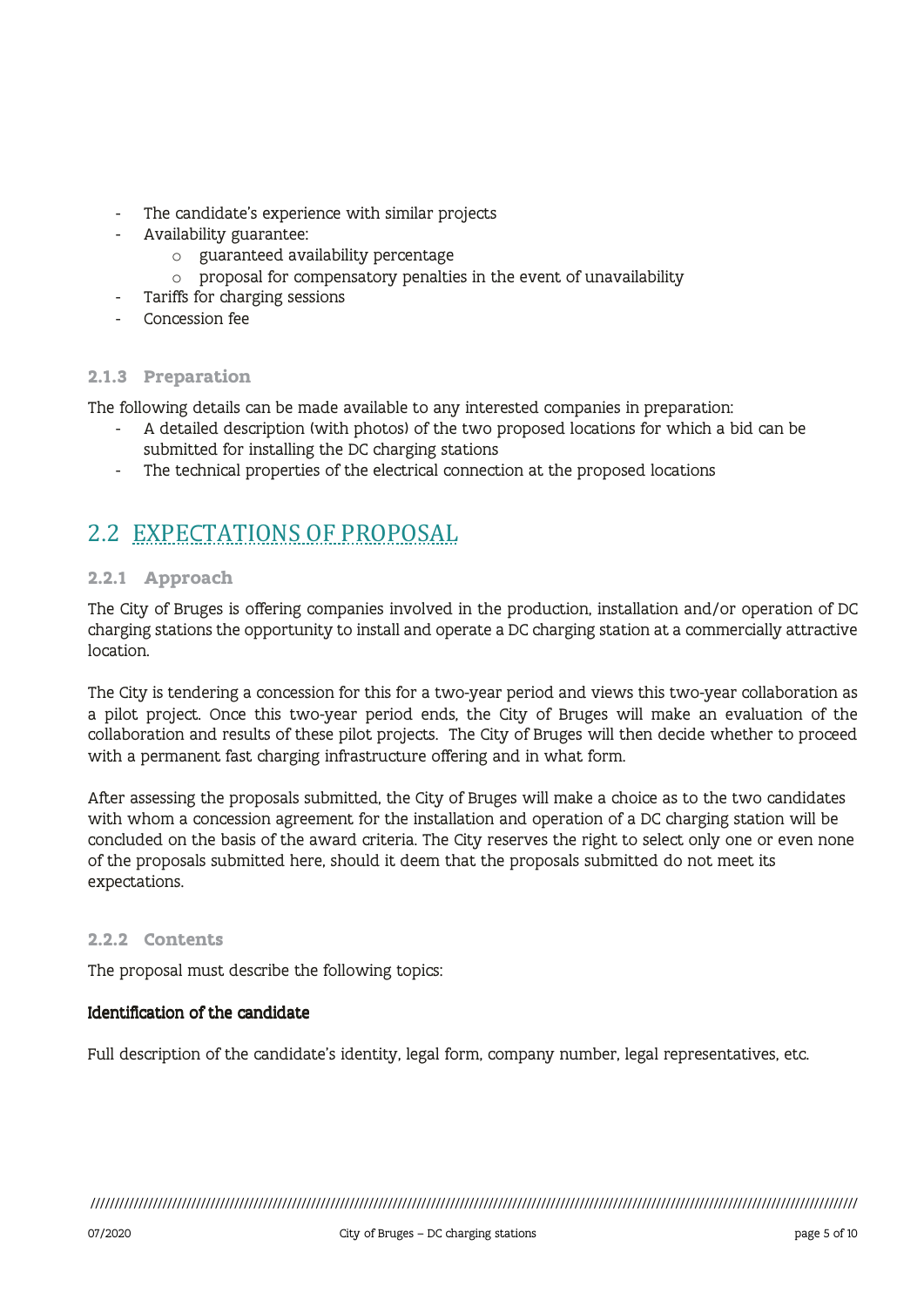- The candidate's experience with similar projects
- Availability guarantee:
  - guaranteed availability percentage
  - proposal for compensatory penalties in the event of unavailability
- Tariffs for charging sessions
- Concession fee

### 2.1.3 Preparation

The following details can be made available to any interested companies in preparation:

- A detailed description (with photos) of the two proposed locations for which a bid can be submitted for installing the DC charging stations
- The technical properties of the electrical connection at the proposed locations

## 2.2 EXPECTATIONS OF PROPOSAL

### 2.2.1 Approach

The City of Bruges is offering companies involved in the production, installation and/or operation of DC charging stations the opportunity to install and operate a DC charging station at a commercially attractive location.

The City is tendering a concession for this for a two-year period and views this two-year collaboration as a pilot project. Once this two-year period ends, the City of Bruges will make an evaluation of the collaboration and results of these pilot projects. The City of Bruges will then decide whether to proceed with a permanent fast charging infrastructure offering and in what form.

After assessing the proposals submitted, the City of Bruges will make a choice as to the two candidates with whom a concession agreement for the installation and operation of a DC charging station will be concluded on the basis of the award criteria. The City reserves the right to select only one or even none of the proposals submitted here, should it deem that the proposals submitted do not meet its expectations.

### 2.2.2 Contents

The proposal must describe the following topics:

**Identification of the candidate**

Full description of the candidate's identity, legal form, company number, legal representatives, etc.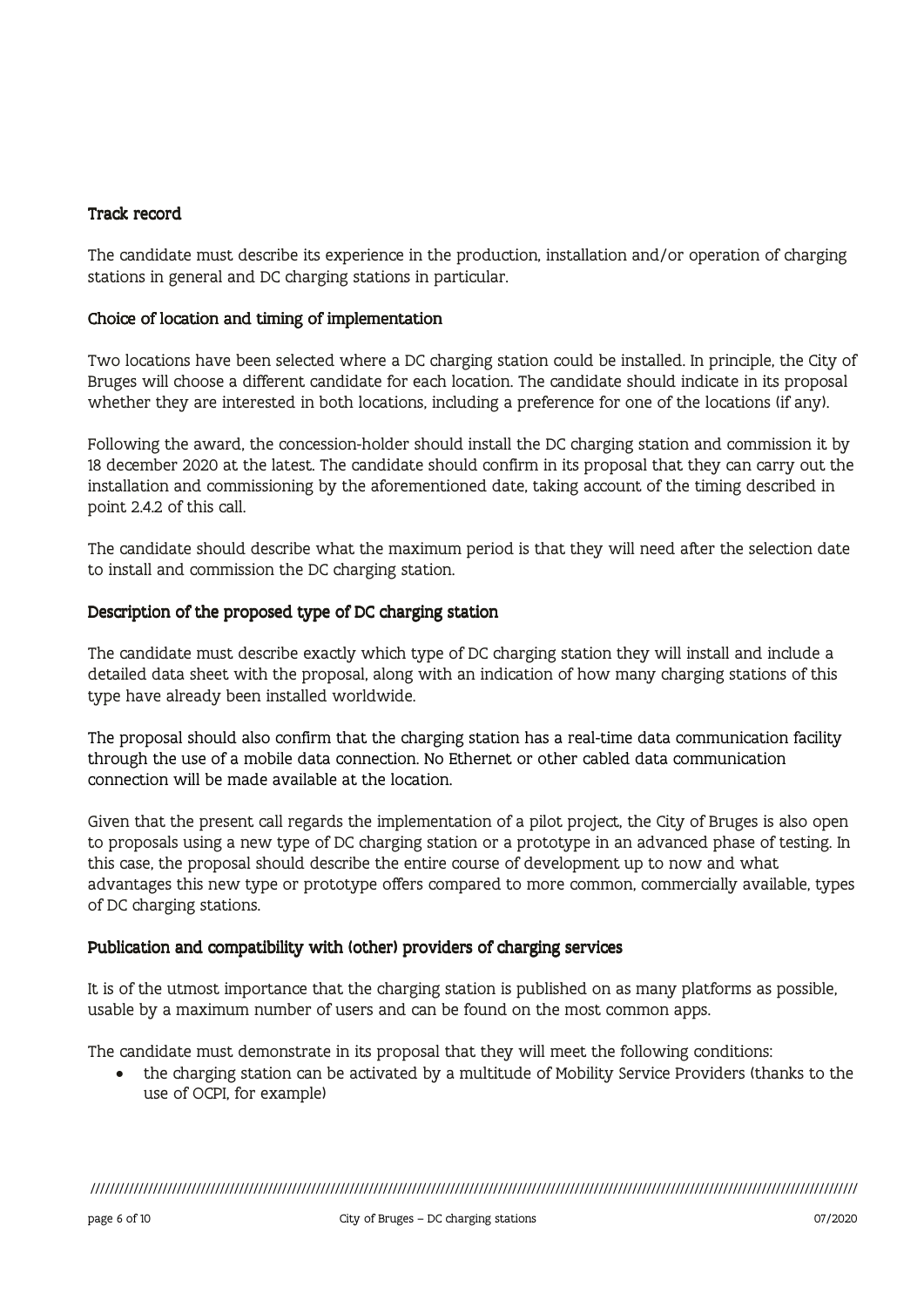### Track record

The candidate must describe its experience in the production, installation and/or operation of charging stations in general and DC charging stations in particular.

### Choice of location and timing of implementation

Two locations have been selected where a DC charging station could be installed. In principle, the City of Bruges will choose a different candidate for each location. The candidate should indicate in its proposal whether they are interested in both locations, including a preference for one of the locations (if any).

Following the award, the concession-holder should install the DC charging station and commission it by 18 december 2020 at the latest. The candidate should confirm in its proposal that they can carry out the installation and commissioning by the aforementioned date, taking account of the timing described in point 2.4.2 of this call.

The candidate should describe what the maximum period is that they will need after the selection date to install and commission the DC charging station.

### Description of the proposed type of DC charging station

The candidate must describe exactly which type of DC charging station they will install and include a detailed data sheet with the proposal, along with an indication of how many charging stations of this type have already been installed worldwide.

The proposal should also confirm that the charging station has a real-time data communication facility through the use of a mobile data connection. No Ethernet or other cabled data communication connection will be made available at the location.

Given that the present call regards the implementation of a pilot project, the City of Bruges is also open to proposals using a new type of DC charging station or a prototype in an advanced phase of testing. In this case, the proposal should describe the entire course of development up to now and what advantages this new type or prototype offers compared to more common, commercially available, types of DC charging stations.

### Publication and compatibility with (other) providers of charging services

It is of the utmost importance that the charging station is published on as many platforms as possible, usable by a maximum number of users and can be found on the most common apps.

The candidate must demonstrate in its proposal that they will meet the following conditions:

- the charging station can be activated by a multitude of Mobility Service Providers (thanks to the use of OCPI, for example)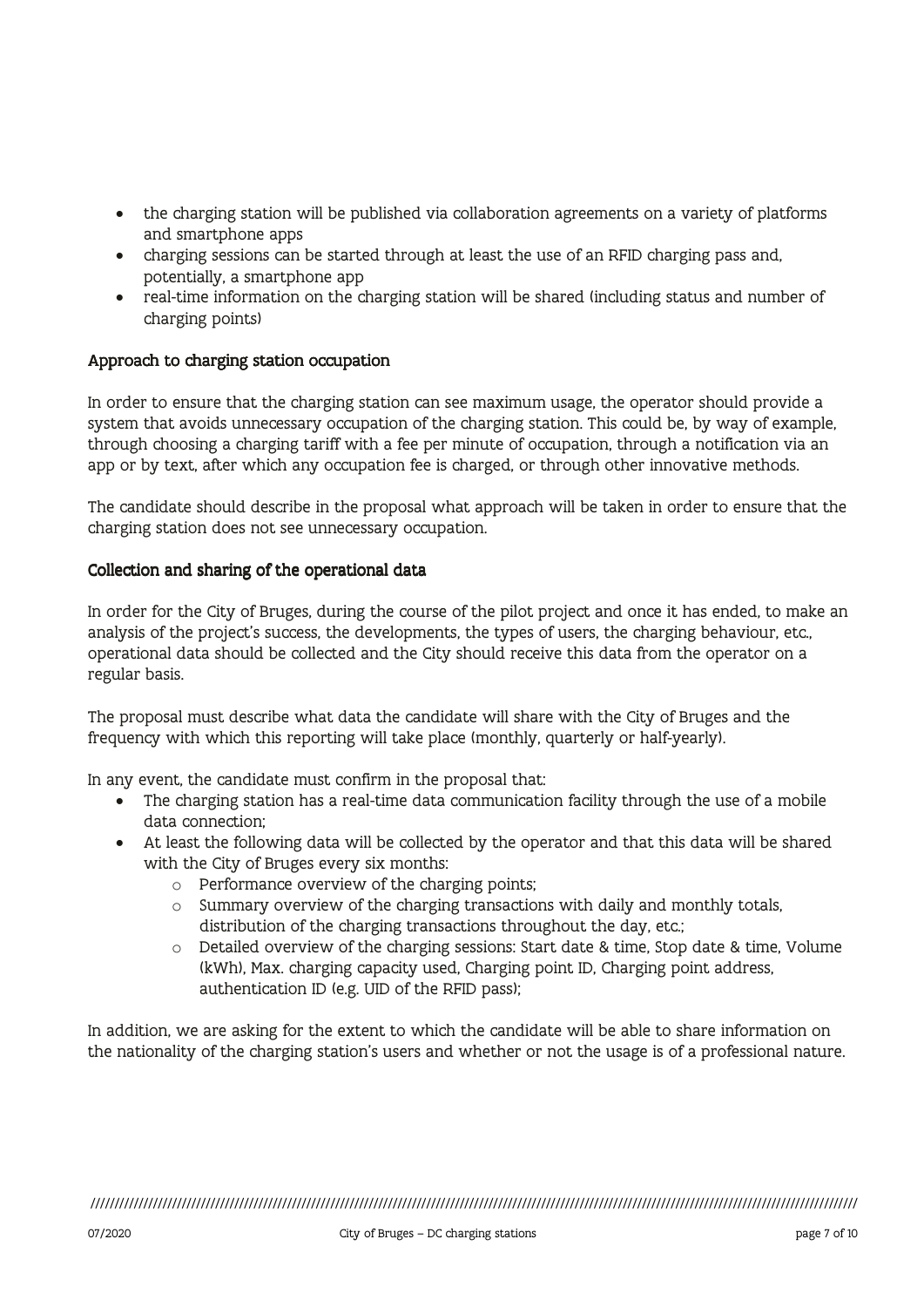- the charging station will be published via collaboration agreements on a variety of platforms and smartphone apps
- charging sessions can be started through at least the use of an RFID charging pass and, potentially, a smartphone app
- real-time information on the charging station will be shared (including status and number of charging points)

### Approach to charging station occupation

In order to ensure that the charging station can see maximum usage, the operator should provide a system that avoids unnecessary occupation of the charging station. This could be, by way of example, through choosing a charging tariff with a fee per minute of occupation, through a notification via an app or by text, after which any occupation fee is charged, or through other innovative methods.

The candidate should describe in the proposal what approach will be taken in order to ensure that the charging station does not see unnecessary occupation.

### Collection and sharing of the operational data

In order for the City of Bruges, during the course of the pilot project and once it has ended, to make an analysis of the project's success, the developments, the types of users, the charging behaviour, etc., operational data should be collected and the City should receive this data from the operator on a regular basis.

The proposal must describe what data the candidate will share with the City of Bruges and the frequency with which this reporting will take place (monthly, quarterly or half-yearly).

In any event, the candidate must confirm in the proposal that:

- The charging station has a real-time data communication facility through the use of a mobile data connection;
- At least the following data will be collected by the operator and that this data will be shared with the City of Bruges every six months:
    - Performance overview of the charging points;
    - Summary overview of the charging transactions with daily and monthly totals, distribution of the charging transactions throughout the day, etc.;
    - Detailed overview of the charging sessions: Start date & time, Stop date & time, Volume (kWh), Max. charging capacity used, Charging point ID, Charging point address, authentication ID (e.g. UID of the RFID pass);

In addition, we are asking for the extent to which the candidate will be able to share information on the nationality of the charging station's users and whether or not the usage is of a professional nature.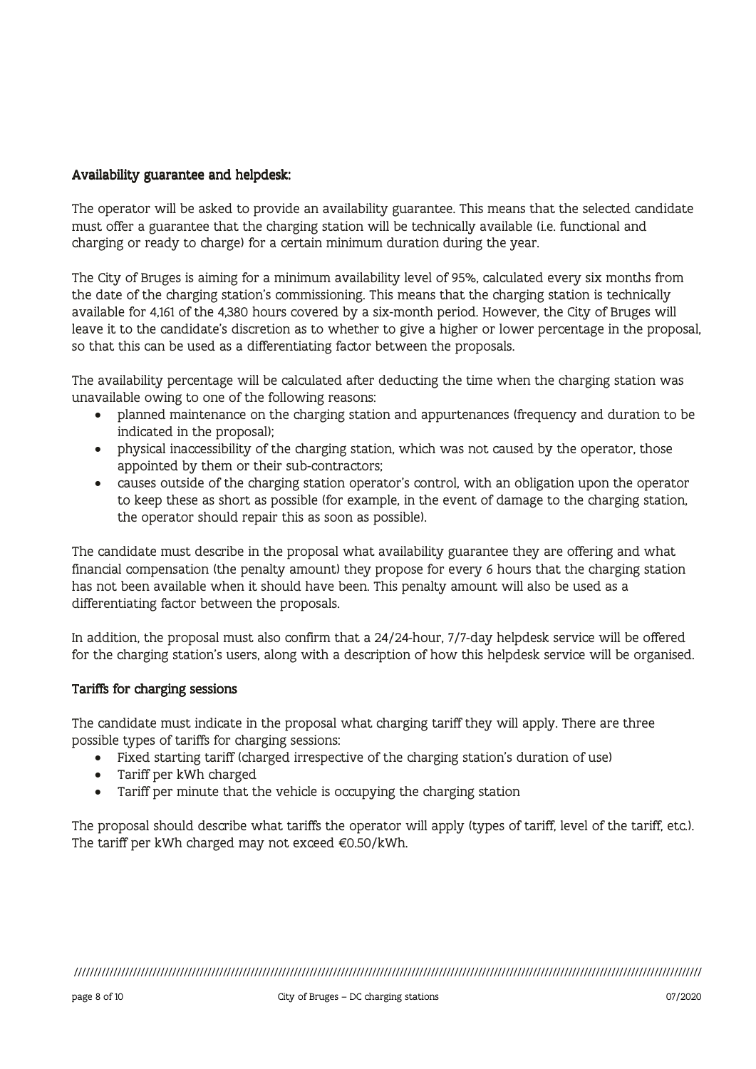**Availability guarantee and helpdesk:**

The operator will be asked to provide an availability guarantee. This means that the selected candidate must offer a guarantee that the charging station will be technically available (i.e. functional and charging or ready to charge) for a certain minimum duration during the year.

The City of Bruges is aiming for a minimum availability level of 95%, calculated every six months from the date of the charging station's commissioning. This means that the charging station is technically available for 4,161 of the 4,380 hours covered by a six-month period. However, the City of Bruges will leave it to the candidate's discretion as to whether to give a higher or lower percentage in the proposal, so that this can be used as a differentiating factor between the proposals.

The availability percentage will be calculated after deducting the time when the charging station was unavailable owing to one of the following reasons:

- planned maintenance on the charging station and appurtenances (frequency and duration to be indicated in the proposal);
- physical inaccessibility of the charging station, which was not caused by the operator, those appointed by them or their sub-contractors;
- causes outside of the charging station operator's control, with an obligation upon the operator to keep these as short as possible (for example, in the event of damage to the charging station, the operator should repair this as soon as possible).

The candidate must describe in the proposal what availability guarantee they are offering and what financial compensation (the penalty amount) they propose for every 6 hours that the charging station has not been available when it should have been. This penalty amount will also be used as a differentiating factor between the proposals.

In addition, the proposal must also confirm that a 24/24-hour, 7/7-day helpdesk service will be offered for the charging station's users, along with a description of how this helpdesk service will be organised.

**Tariffs for charging sessions**

The candidate must indicate in the proposal what charging tariff they will apply. There are three possible types of tariffs for charging sessions:

- Fixed starting tariff (charged irrespective of the charging station's duration of use)
- Tariff per kWh charged
- Tariff per minute that the vehicle is occupying the charging station

The proposal should describe what tariffs the operator will apply (types of tariff, level of the tariff, etc.). The tariff per kWh charged may not exceed €0.50/kWh.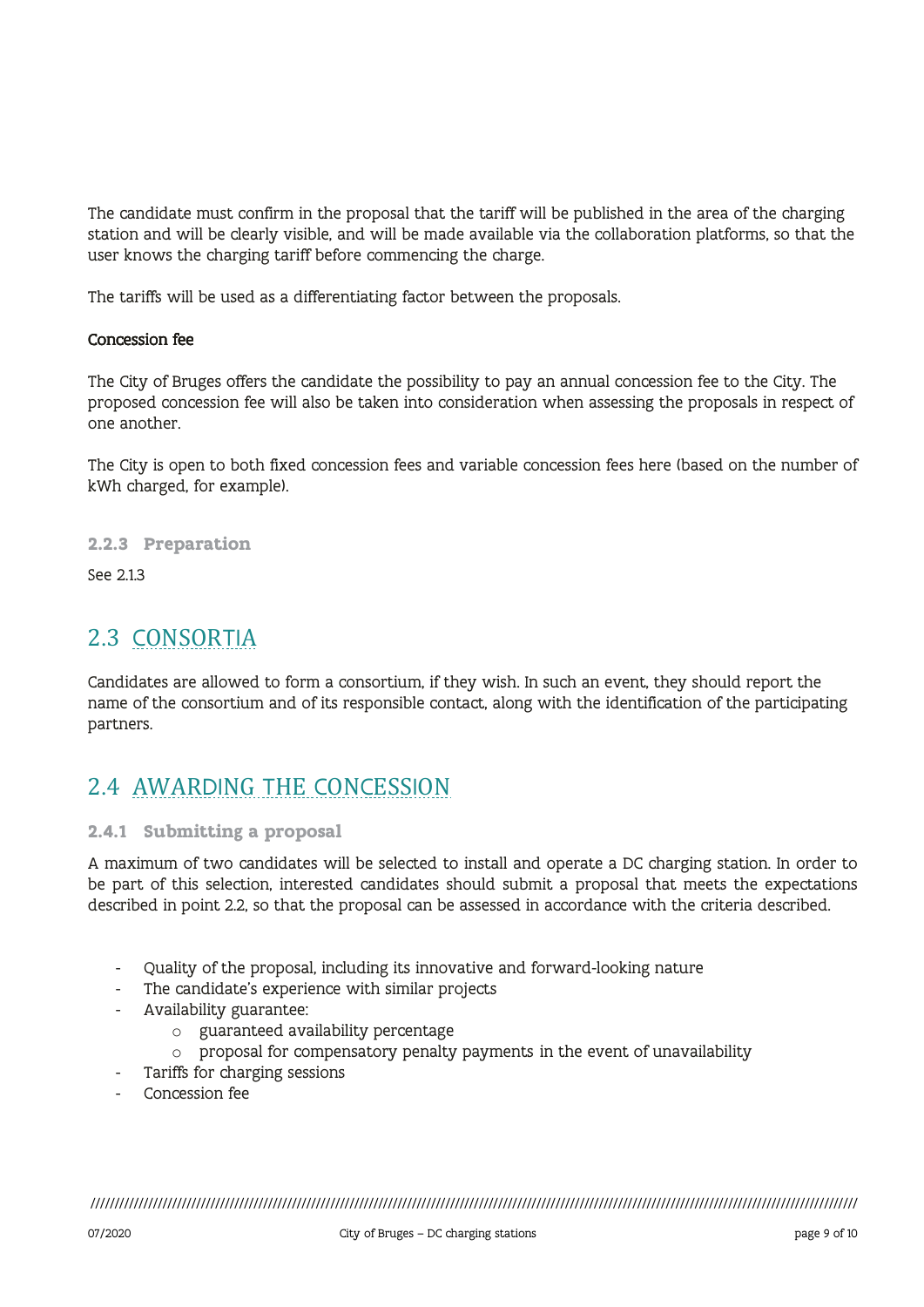The candidate must confirm in the proposal that the tariff will be published in the area of the charging station and will be clearly visible, and will be made available via the collaboration platforms, so that the user knows the charging tariff before commencing the charge.

The tariffs will be used as a differentiating factor between the proposals.

**Concession fee**

The City of Bruges offers the candidate the possibility to pay an annual concession fee to the City. The proposed concession fee will also be taken into consideration when assessing the proposals in respect of one another.

The City is open to both fixed concession fees and variable concession fees here (based on the number of kWh charged, for example).

### 2.2.3 Preparation

See 2.1.3

## 2.3 CONSORTIA

Candidates are allowed to form a consortium, if they wish. In such an event, they should report the name of the consortium and of its responsible contact, along with the identification of the participating partners.

## 2.4 AWARDING THE CONCESSION

### 2.4.1 Submitting a proposal

A maximum of two candidates will be selected to install and operate a DC charging station. In order to be part of this selection, interested candidates should submit a proposal that meets the expectations described in point 2.2, so that the proposal can be assessed in accordance with the criteria described.

- Quality of the proposal, including its innovative and forward-looking nature
- The candidate's experience with similar projects
- Availability guarantee:
  - guaranteed availability percentage
  - proposal for compensatory penalty payments in the event of unavailability
- Tariffs for charging sessions
- Concession fee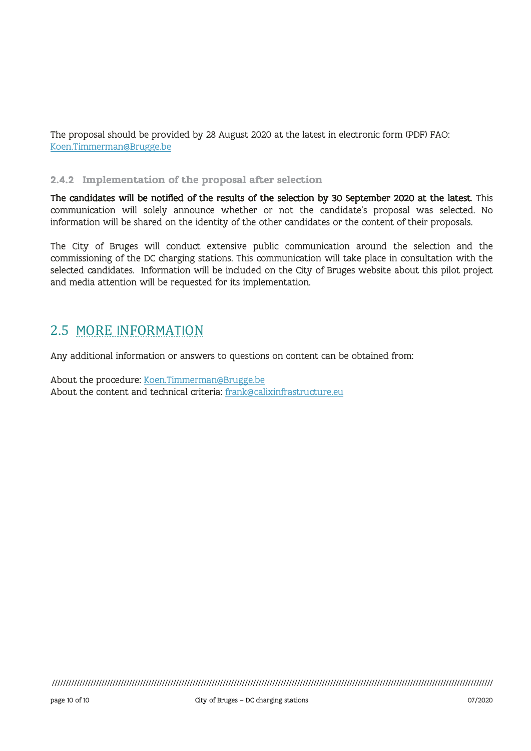The proposal should be provided by 28 August 2020 at the latest in electronic form (PDF) FAO: Koen.Timmerman@Brugge.be

### 2.4.2 Implementation of the proposal after selection

**The candidates will be notified of the results of the selection by 30 September 2020 at the latest.** This communication will solely announce whether or not the candidate's proposal was selected. No information will be shared on the identity of the other candidates or the content of their proposals.

The City of Bruges will conduct extensive public communication around the selection and the commissioning of the DC charging stations. This communication will take place in consultation with the selected candidates. Information will be included on the City of Bruges website about this pilot project and media attention will be requested for its implementation.

## 2.5 MORE INFORMATION

Any additional information or answers to questions on content can be obtained from:

About the procedure: Koen.Timmerman@Brugge.be
About the content and technical criteria: frank@calixinfrastructure.eu